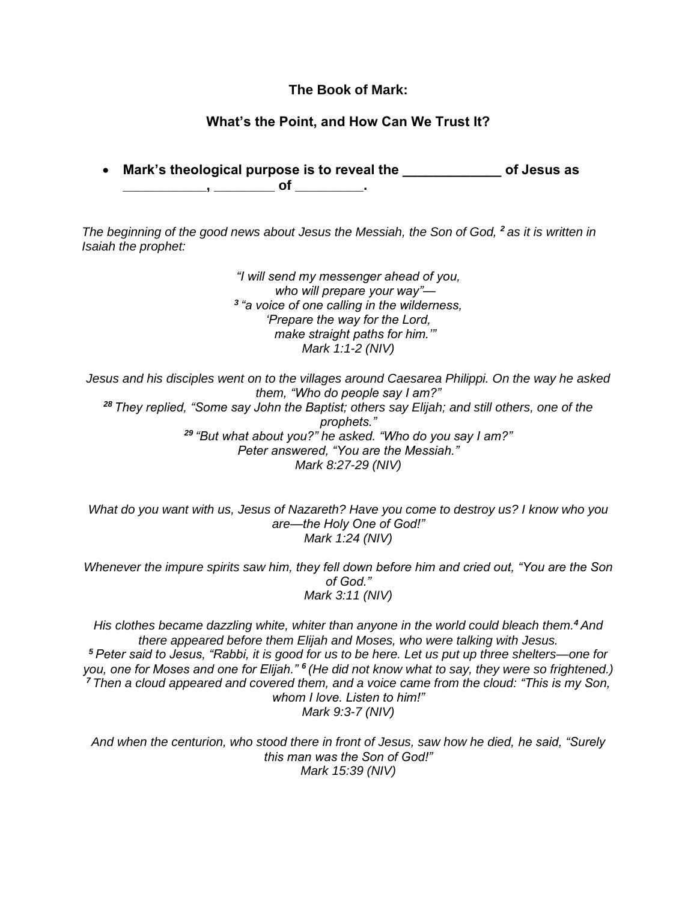**The Book of Mark:**

**What's the Point, and How Can We Trust It?**

- **Mark's theological purpose is to reveal the _____________ of Jesus as ___________, ________ of _________.**

*The beginning of the good news about Jesus the Messiah, the Son of God, [2] as it is written in Isaiah the prophet:*

*"I will send my messenger ahead of you,*
*who will prepare your way"—*
*[3] "a voice of one calling in the wilderness,*
*'Prepare the way for the Lord,*
*make straight paths for him.'"*
*Mark 1:1-2 (NIV)*

*Jesus and his disciples went on to the villages around Caesarea Philippi. On the way he asked them, "Who do people say I am?"*
*[28] They replied, "Some say John the Baptist; others say Elijah; and still others, one of the prophets."*
*[29] "But what about you?" he asked. "Who do you say I am?"*
*Peter answered, "You are the Messiah."*
*Mark 8:27-29 (NIV)*

*What do you want with us, Jesus of Nazareth? Have you come to destroy us? I know who you are—the Holy One of God!"*
*Mark 1:24 (NIV)*

*Whenever the impure spirits saw him, they fell down before him and cried out, "You are the Son of God."*
*Mark 3:11 (NIV)*

*His clothes became dazzling white, whiter than anyone in the world could bleach them.[4] And there appeared before them Elijah and Moses, who were talking with Jesus.*
*[5] Peter said to Jesus, "Rabbi, it is good for us to be here. Let us put up three shelters—one for you, one for Moses and one for Elijah." [6] (He did not know what to say, they were so frightened.)*
*[7] Then a cloud appeared and covered them, and a voice came from the cloud: "This is my Son, whom I love. Listen to him!"*
*Mark 9:3-7 (NIV)*

*And when the centurion, who stood there in front of Jesus, saw how he died, he said, "Surely this man was the Son of God!"*
*Mark 15:39 (NIV)*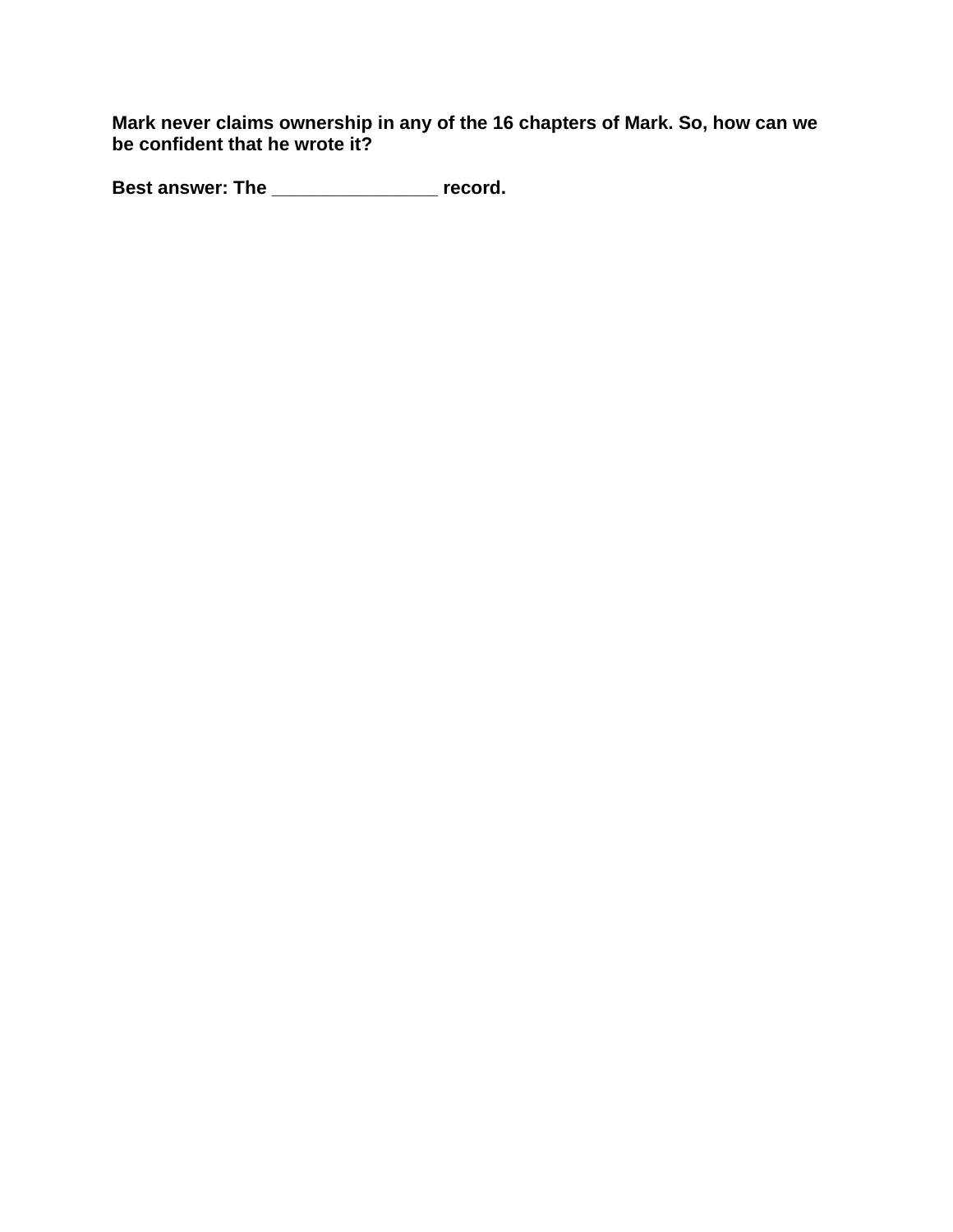**Mark never claims ownership in any of the 16 chapters of Mark. So, how can we be confident that he wrote it?**

**Best answer: The _______________ record.**